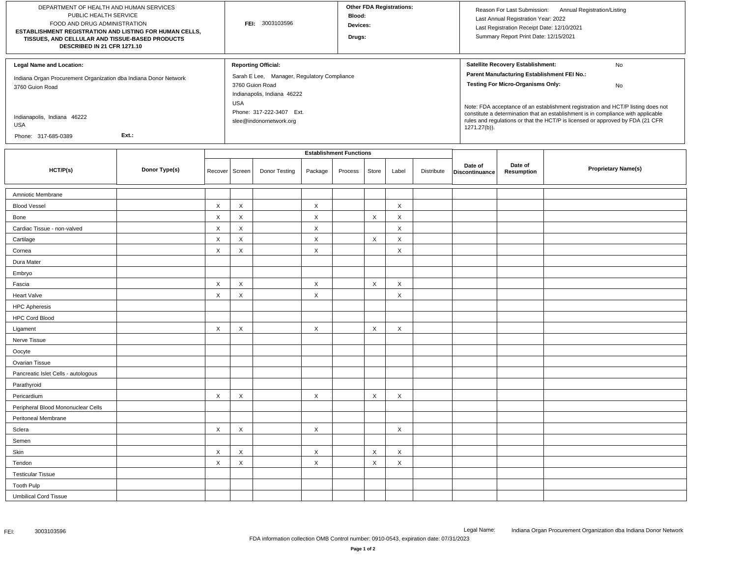DEPARTMENT OF HEALTH AND HUMAN SERVICES
PUBLIC HEALTH SERVICE
FOOD AND DRUG ADMINISTRATION
**ESTABLISHMENT REGISTRATION AND LISTING FOR HUMAN CELLS, TISSUES, AND CELLULAR AND TISSUE-BASED PRODUCTS DESCRIBED IN 21 CFR 1271.10**

**FEI:** 3003103596

**Other FDA Registrations:**
**Blood:**
**Devices:**
**Drugs:**

Reason For Last Submission: Annual Registration/Listing
Last Annual Registration Year: 2022
Last Registration Receipt Date: 12/10/2021
Summary Report Print Date: 12/15/2021

**Legal Name and Location:**

Indiana Organ Procurement Organization dba Indiana Donor Network
3760 Guion Road

Indianapolis, Indiana 46222
USA

Phone: 317-685-0389 Ext.:

**Reporting Official:**

Sarah E Lee, Manager, Regulatory Compliance
3760 Guion Road
Indianapolis, Indiana 46222
USA
Phone: 317-222-3407 Ext.
slee@indonornetwork.org

**Satellite Recovery Establishment:** No
**Parent Manufacturing Establishment FEI No.:**
**Testing For Micro-Organisms Only:** No

Note: FDA acceptance of an establishment registration and HCT/P listing does not constitute a determination that an establishment is in compliance with applicable rules and regulations or that the HCT/P is licensed or approved by FDA (21 CFR 1271.27(b)).

| HCT/P(s) | Donor Type(s) | Establishment Functions | | | | | | | | Date of Discontinuance | Date of Resumption | Proprietary Name(s) |
|---|---|---|---|---|---|---|---|---|---|---|---|---|
| | | Recover | Screen | Donor Testing | Package | Process | Store | Label | Distribute | | | |
| Amniotic Membrane | | | | | | | | | | | | |
| Blood Vessel | | X | X | | X | | | X | | | | |
| Bone | | X | X | | X | | X | X | | | | |
| Cardiac Tissue - non-valved | | X | X | | X | | | X | | | | |
| Cartilage | | X | X | | X | | X | X | | | | |
| Cornea | | X | X | | X | | | X | | | | |
| Dura Mater | | | | | | | | | | | | |
| Embryo | | | | | | | | | | | | |
| Fascia | | X | X | | X | | X | X | | | | |
| Heart Valve | | X | X | | X | | | X | | | | |
| HPC Apheresis | | | | | | | | | | | | |
| HPC Cord Blood | | | | | | | | | | | | |
| Ligament | | X | X | | X | | X | X | | | | |
| Nerve Tissue | | | | | | | | | | | | |
| Oocyte | | | | | | | | | | | | |
| Ovarian Tissue | | | | | | | | | | | | |
| Pancreatic Islet Cells - autologous | | | | | | | | | | | | |
| Parathyroid | | | | | | | | | | | | |
| Pericardium | | X | X | | X | | X | X | | | | |
| Peripheral Blood Mononuclear Cells | | | | | | | | | | | | |
| Peritoneal Membrane | | | | | | | | | | | | |
| Sclera | | X | X | | X | | | X | | | | |
| Semen | | | | | | | | | | | | |
| Skin | | X | X | | X | | X | X | | | | |
| Tendon | | X | X | | X | | X | X | | | | |
| Testicular Tissue | | | | | | | | | | | | |
| Tooth Pulp | | | | | | | | | | | | |
| Umbilical Cord Tissue | | | | | | | | | | | | |

FEI: 3003103596 Legal Name: Indiana Organ Procurement Organization dba Indiana Donor Network

FDA information collection OMB Control number: 0910-0543, expiration date: 07/31/2023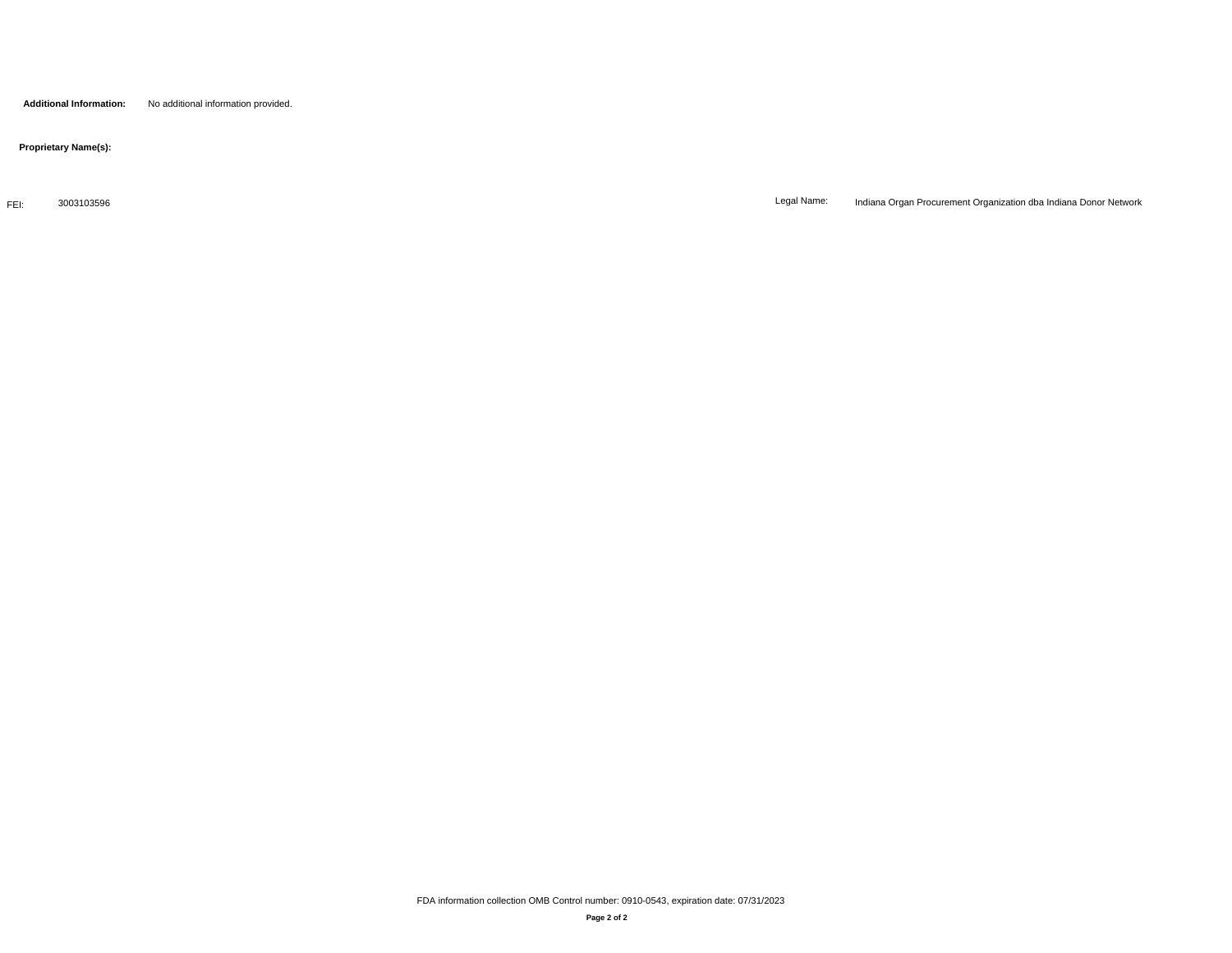**Additional Information:** No additional information provided.

**Proprietary Name(s):**

FEI: 3003103596

Legal Name: Indiana Organ Procurement Organization dba Indiana Donor Network

FDA information collection OMB Control number: 0910-0543, expiration date: 07/31/2023